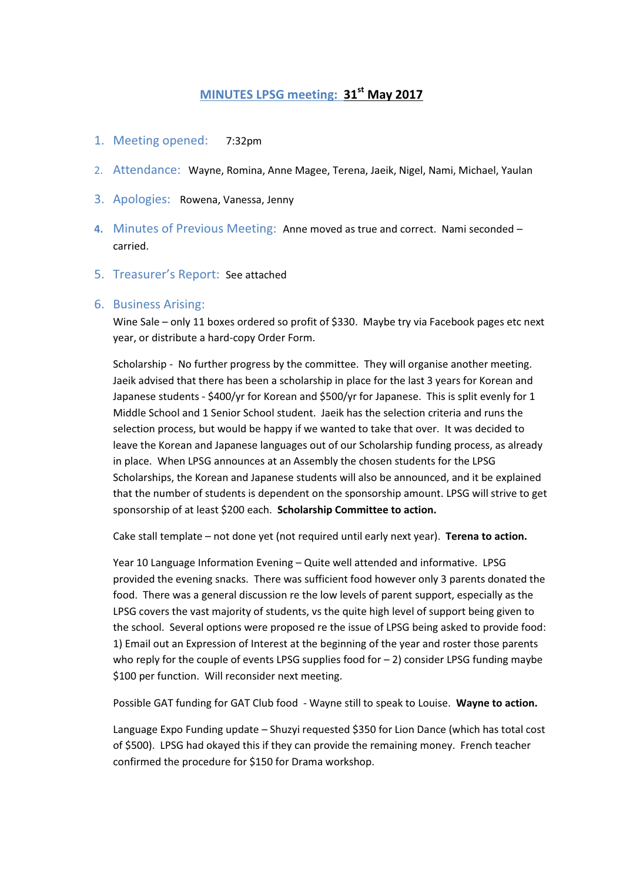# MINUTES LPSG meeting: 31st May 2017

1. **Meeting opened:** 7:32pm
2. **Attendance:** Wayne, Romina, Anne Magee, Terena, Jaeik, Nigel, Nami, Michael, Yaulan
3. **Apologies:** Rowena, Vanessa, Jenny
4. **Minutes of Previous Meeting:** Anne moved as true and correct. Nami seconded – carried.
5. **Treasurer's Report:** See attached
6. **Business Arising:**

   Wine Sale – only 11 boxes ordered so profit of $330. Maybe try via Facebook pages etc next year, or distribute a hard-copy Order Form.

   Scholarship - No further progress by the committee. They will organise another meeting. Jaeik advised that there has been a scholarship in place for the last 3 years for Korean and Japanese students - $400/yr for Korean and $500/yr for Japanese. This is split evenly for 1 Middle School and 1 Senior School student. Jaeik has the selection criteria and runs the selection process, but would be happy if we wanted to take that over. It was decided to leave the Korean and Japanese languages out of our Scholarship funding process, as already in place. When LPSG announces at an Assembly the chosen students for the LPSG Scholarships, the Korean and Japanese students will also be announced, and it be explained that the number of students is dependent on the sponsorship amount. LPSG will strive to get sponsorship of at least $200 each. **Scholarship Committee to action.**

   Cake stall template – not done yet (not required until early next year). **Terena to action.**

   Year 10 Language Information Evening – Quite well attended and informative. LPSG provided the evening snacks. There was sufficient food however only 3 parents donated the food. There was a general discussion re the low levels of parent support, especially as the LPSG covers the vast majority of students, vs the quite high level of support being given to the school. Several options were proposed re the issue of LPSG being asked to provide food: 1) Email out an Expression of Interest at the beginning of the year and roster those parents who reply for the couple of events LPSG supplies food for – 2) consider LPSG funding maybe $100 per function. Will reconsider next meeting.

   Possible GAT funding for GAT Club food - Wayne still to speak to Louise. **Wayne to action.**

   Language Expo Funding update – Shuzyi requested $350 for Lion Dance (which has total cost of $500). LPSG had okayed this if they can provide the remaining money. French teacher confirmed the procedure for $150 for Drama workshop.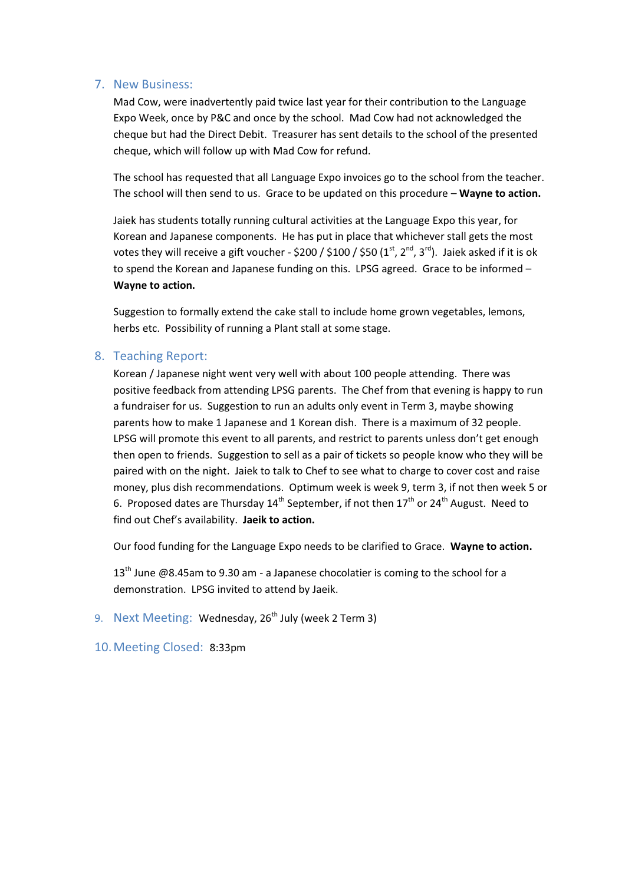## 7. New Business:

Mad Cow, were inadvertently paid twice last year for their contribution to the Language Expo Week, once by P&C and once by the school. Mad Cow had not acknowledged the cheque but had the Direct Debit. Treasurer has sent details to the school of the presented cheque, which will follow up with Mad Cow for refund.

The school has requested that all Language Expo invoices go to the school from the teacher. The school will then send to us. Grace to be updated on this procedure – **Wayne to action.**

Jaiek has students totally running cultural activities at the Language Expo this year, for Korean and Japanese components. He has put in place that whichever stall gets the most votes they will receive a gift voucher - $200 / $100 / $50 (1st, 2nd, 3rd). Jaiek asked if it is ok to spend the Korean and Japanese funding on this. LPSG agreed. Grace to be informed – **Wayne to action.**

Suggestion to formally extend the cake stall to include home grown vegetables, lemons, herbs etc. Possibility of running a Plant stall at some stage.

## 8. Teaching Report:

Korean / Japanese night went very well with about 100 people attending. There was positive feedback from attending LPSG parents. The Chef from that evening is happy to run a fundraiser for us. Suggestion to run an adults only event in Term 3, maybe showing parents how to make 1 Japanese and 1 Korean dish. There is a maximum of 32 people. LPSG will promote this event to all parents, and restrict to parents unless don't get enough then open to friends. Suggestion to sell as a pair of tickets so people know who they will be paired with on the night. Jaiek to talk to Chef to see what to charge to cover cost and raise money, plus dish recommendations. Optimum week is week 9, term 3, if not then week 5 or 6. Proposed dates are Thursday 14th September, if not then 17th or 24th August. Need to find out Chef's availability. **Jaeik to action.**

Our food funding for the Language Expo needs to be clarified to Grace. **Wayne to action.**

13th June @8.45am to 9.30 am - a Japanese chocolatier is coming to the school for a demonstration. LPSG invited to attend by Jaeik.

## 9. Next Meeting: Wednesday, 26th July (week 2 Term 3)

## 10. Meeting Closed: 8:33pm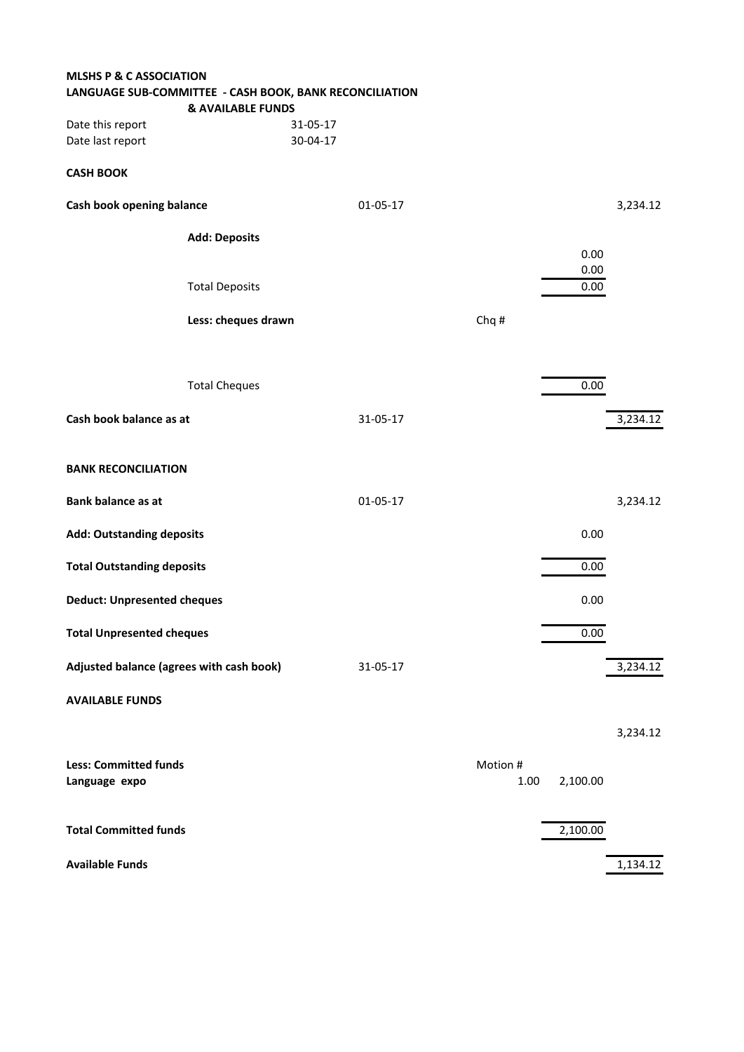**MLSHS P & C ASSOCIATION**
**LANGUAGE SUB-COMMITTEE - CASH BOOK, BANK RECONCILIATION & AVAILABLE FUNDS**

| | |
|---|---|
| Date this report | 31-05-17 |
| Date last report | 30-04-17 |

**CASH BOOK**

| | | | | |
|---|---|---|---|---|
| **Cash book opening balance** | 01-05-17 | | | 3,234.12 |
| **Add: Deposits** | | | | |
| | | | 0.00 | |
| | | | 0.00 | |
| Total Deposits | | | 0.00 | |
| **Less: cheques drawn** | | Chq # | | |
| Total Cheques | | | 0.00 | |
| **Cash book balance as at** | 31-05-17 | | | 3,234.12 |

**BANK RECONCILIATION**

| | | | | |
|---|---|---|---|---|
| **Bank balance as at** | 01-05-17 | | | 3,234.12 |
| **Add: Outstanding deposits** | | | 0.00 | |
| **Total Outstanding deposits** | | | 0.00 | |
| **Deduct: Unpresented cheques** | | | 0.00 | |
| **Total Unpresented cheques** | | | 0.00 | |
| **Adjusted balance (agrees with cash book)** | 31-05-17 | | | 3,234.12 |

**AVAILABLE FUNDS**

| | | | | |
|---|---|---|---|---|
| | | | | 3,234.12 |
| **Less: Committed funds** | | Motion # | | |
| **Language expo** | | 1.00 | 2,100.00 | |
| **Total Committed funds** | | | 2,100.00 | |
| **Available Funds** | | | | 1,134.12 |